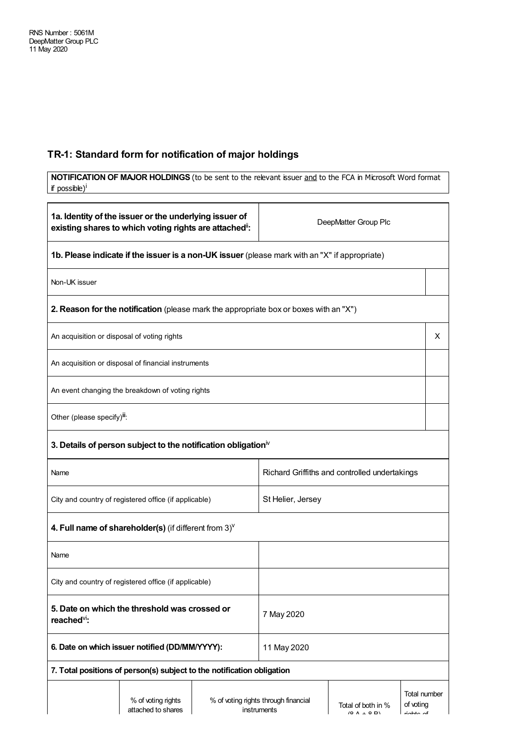RNS Number : 5061M
DeepMatter Group PLC
11 May 2020

## TR-1: Standard form for notification of major holdings

| **NOTIFICATION OF MAJOR HOLDINGS** (to be sent to the relevant issuer and to the FCA in Microsoft Word format if possible)[i] |
|---|

| **1a. Identity of the issuer or the underlying issuer of existing shares to which voting rights are attached[ii]:** | DeepMatter Group Plc |
|---|---|
| **1b. Please indicate if the issuer is a non-UK issuer** (please mark with an "X" if appropriate) | |
| Non-UK issuer | |
| **2. Reason for the notification** (please mark the appropriate box or boxes with an "X") | |
| An acquisition or disposal of voting rights | X |
| An acquisition or disposal of financial instruments | |
| An event changing the breakdown of voting rights | |
| Other (please specify)[iii]: | |
| **3. Details of person subject to the notification obligation[iv]** | |
| Name | Richard Griffiths and controlled undertakings |
| City and country of registered office (if applicable) | St Helier, Jersey |
| **4. Full name of shareholder(s)** (if different from 3)[v] | |
| Name | |
| City and country of registered office (if applicable) | |
| **5. Date on which the threshold was crossed or reached[vi]:** | 7 May 2020 |
| **6. Date on which issuer notified (DD/MM/YYYY):** | 11 May 2020 |
| **7. Total positions of person(s) subject to the notification obligation** | |

| | % of voting rights attached to shares | % of voting rights through financial instruments | Total of both in % (8.A + 8.B) | Total number of voting rights of |
|---|---|---|---|---|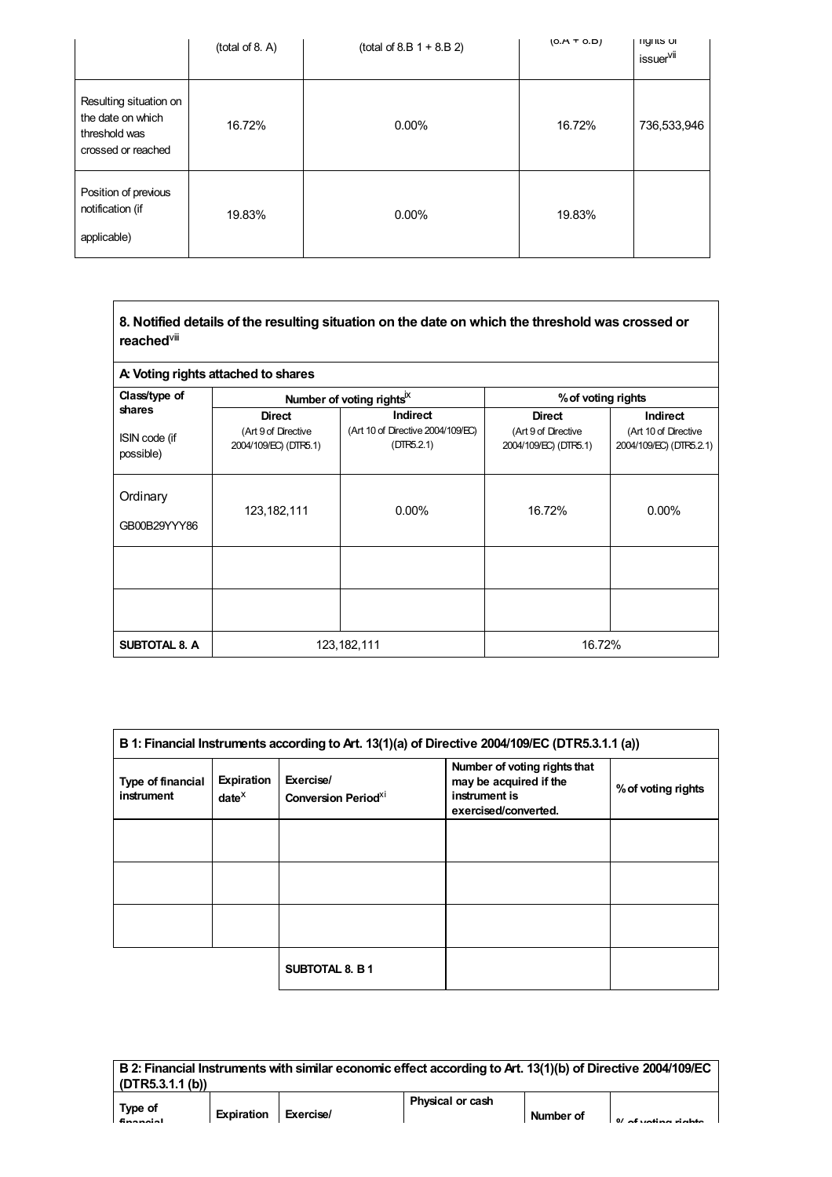| | (total of 8. A) | (total of 8.B 1 + 8.B 2) | (8.A + 8.B) | rights of issuer[vii] |
|---|---|---|---|---|
| Resulting situation on the date on which threshold was crossed or reached | 16.72% | 0.00% | 16.72% | 736,533,946 |
| Position of previous notification (if applicable) | 19.83% | 0.00% | 19.83% | |

**8. Notified details of the resulting situation on the date on which the threshold was crossed or reached[viii]**

| A: Voting rights attached to shares | | | | |
|---|---|---|---|---|
| Class/type of shares<br>ISIN code (if possible) | Number of voting rights[ix] | | % of voting rights | |
| | Direct (Art 9 of Directive 2004/109/EC) (DTR5.1) | Indirect (Art 10 of Directive 2004/109/EC) (DTR5.2.1) | Direct (Art 9 of Directive 2004/109/EC) (DTR5.1) | Indirect (Art 10 of Directive 2004/109/EC) (DTR5.2.1) |
| Ordinary<br>GB00B29YYY86 | 123,182,111 | 0.00% | 16.72% | 0.00% |
| | | | | |
| | | | | |
| **SUBTOTAL 8. A** | 123,182,111 | | 16.72% | |

| B 1: Financial Instruments according to Art. 13(1)(a) of Directive 2004/109/EC (DTR5.3.1.1 (a)) | | | | |
|---|---|---|---|---|
| **Type of financial instrument** | **Expiration date[x]** | **Exercise/ Conversion Period[xi]** | **Number of voting rights that may be acquired if the instrument is exercised/converted.** | **% of voting rights** |
| | | | | |
| | | | | |
| | | | | |
| | | **SUBTOTAL 8. B 1** | | |

| B 2: Financial Instruments with similar economic effect according to Art. 13(1)(b) of Directive 2004/109/EC (DTR5.3.1.1 (b)) | | | | | |
|---|---|---|---|---|---|
| **Type of financial** | **Expiration** | **Exercise/** | **Physical or cash** | **Number of** | **% of voting rights** |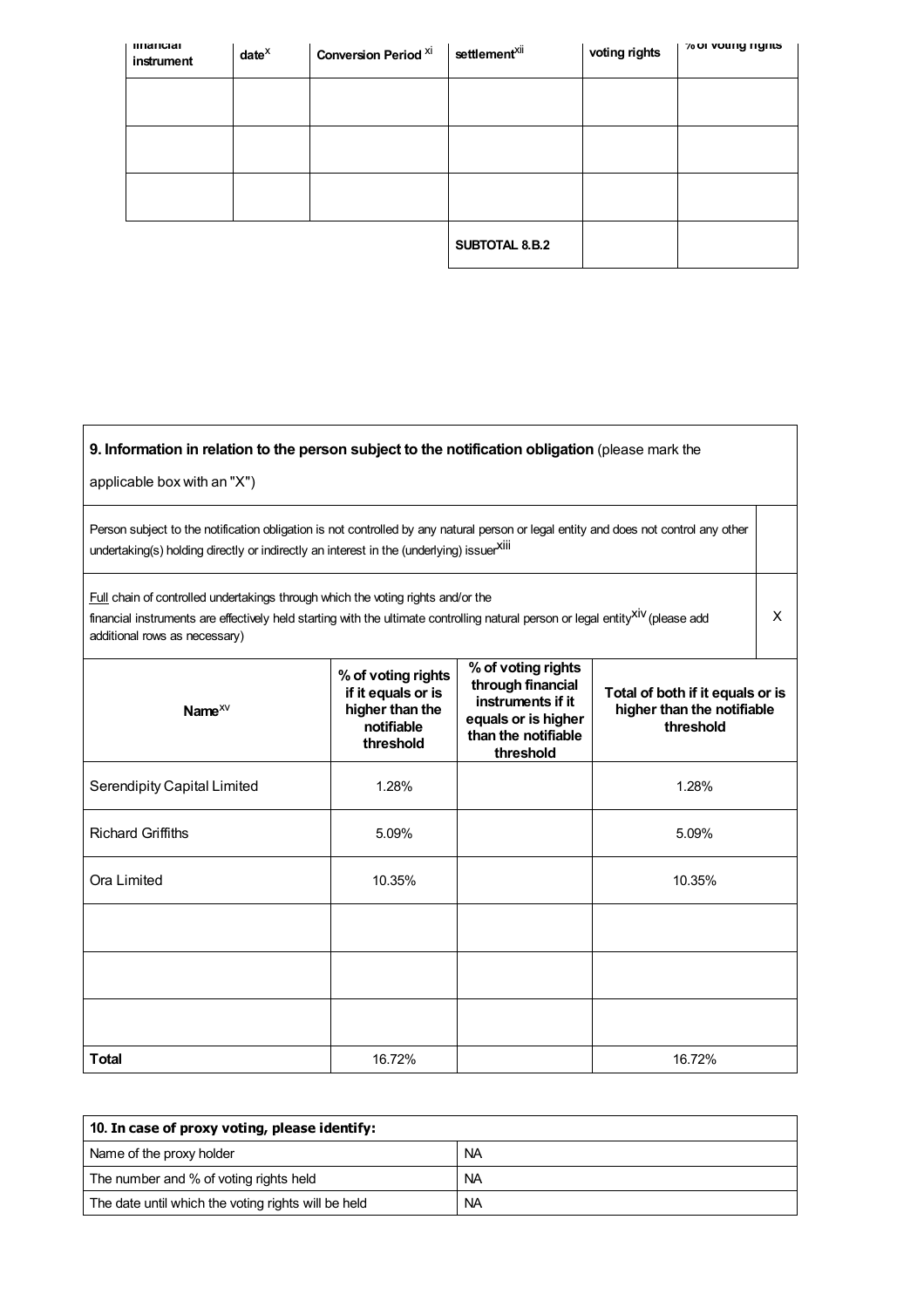| Type of financial instrument | Expiration date[x] | Exercise/ Conversion Period [xi] | Physical or cash settlement[xii] | Number of voting rights | % of voting rights |
|---|---|---|---|---|---|
| | | | | | |
| | | | | | |
| | | | | | |
| | | | SUBTOTAL 8.B.2 | | |

| **9. Information in relation to the person subject to the notification obligation** (please mark the applicable box with an "X") | |
|---|---|
| Person subject to the notification obligation is not controlled by any natural person or legal entity and does not control any other undertaking(s) holding directly or indirectly an interest in the (underlying) issuer[xiii] | |
| Full chain of controlled undertakings through which the voting rights and/or the financial instruments are effectively held starting with the ultimate controlling natural person or legal entity[xiv] (please add additional rows as necessary) | X |

| Name[xv] | % of voting rights if it equals or is higher than the notifiable threshold | % of voting rights through financial instruments if it equals or is higher than the notifiable threshold | Total of both if it equals or is higher than the notifiable threshold |
|---|---|---|---|
| Serendipity Capital Limited | 1.28% | | 1.28% |
| Richard Griffiths | 5.09% | | 5.09% |
| Ora Limited | 10.35% | | 10.35% |
| | | | |
| | | | |
| | | | |
| **Total** | 16.72% | | 16.72% |

| **10. In case of proxy voting, please identify:** | |
|---|---|
| Name of the proxy holder | NA |
| The number and % of voting rights held | NA |
| The date until which the voting rights will be held | NA |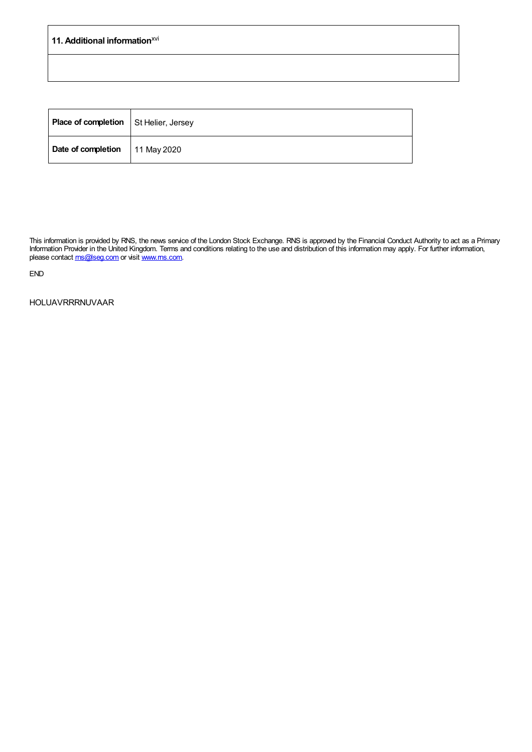| 11. Additional information[xvi] |
| --- |
| |

| | |
| --- | --- |
| **Place of completion** | St Helier, Jersey |
| **Date of completion** | 11 May 2020 |

This information is provided by RNS, the news service of the London Stock Exchange. RNS is approved by the Financial Conduct Authority to act as a Primary Information Provider in the United Kingdom. Terms and conditions relating to the use and distribution of this information may apply. For further information, please contact rns@lseg.com or visit www.rns.com.

END

HOLUAVRRRNUVAAR